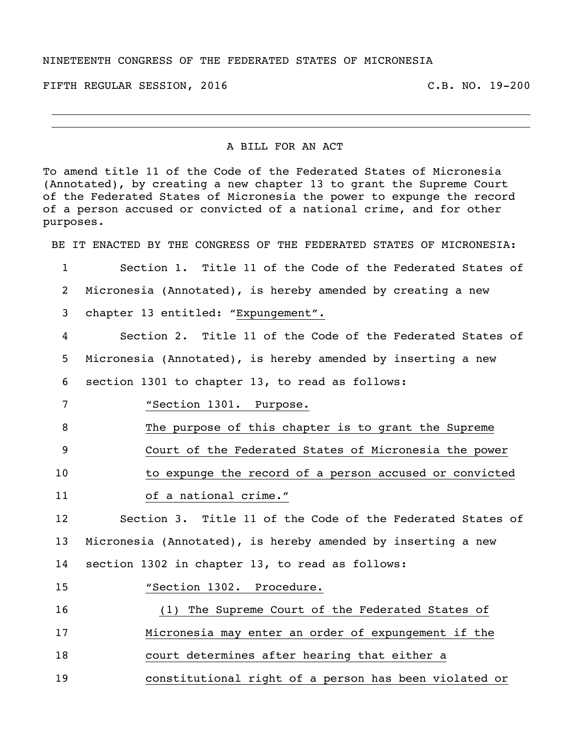NINETEENTH CONGRESS OF THE FEDERATED STATES OF MICRONESIA

FIFTH REGULAR SESSION, 2016 C.B. NO. 19-200

# A BILL FOR AN ACT

To amend title 11 of the Code of the Federated States of Micronesia (Annotated), by creating a new chapter 13 to grant the Supreme Court of the Federated States of Micronesia the power to expunge the record of a person accused or convicted of a national crime, and for other purposes.

BE IT ENACTED BY THE CONGRESS OF THE FEDERATED STATES OF MICRONESIA:

1 Section 1. Title 11 of the Code of the Federated States of
2 Micronesia (Annotated), is hereby amended by creating a new
3 chapter 13 entitled: "Expungement".

4 Section 2. Title 11 of the Code of the Federated States of
5 Micronesia (Annotated), is hereby amended by inserting a new
6 section 1301 to chapter 13, to read as follows:

7 "Section 1301. Purpose.
8 The purpose of this chapter is to grant the Supreme
9 Court of the Federated States of Micronesia the power
10 to expunge the record of a person accused or convicted
11 of a national crime."

12 Section 3. Title 11 of the Code of the Federated States of
13 Micronesia (Annotated), is hereby amended by inserting a new
14 section 1302 in chapter 13, to read as follows:

15 "Section 1302. Procedure.
16 (1) The Supreme Court of the Federated States of
17 Micronesia may enter an order of expungement if the
18 court determines after hearing that either a
19 constitutional right of a person has been violated or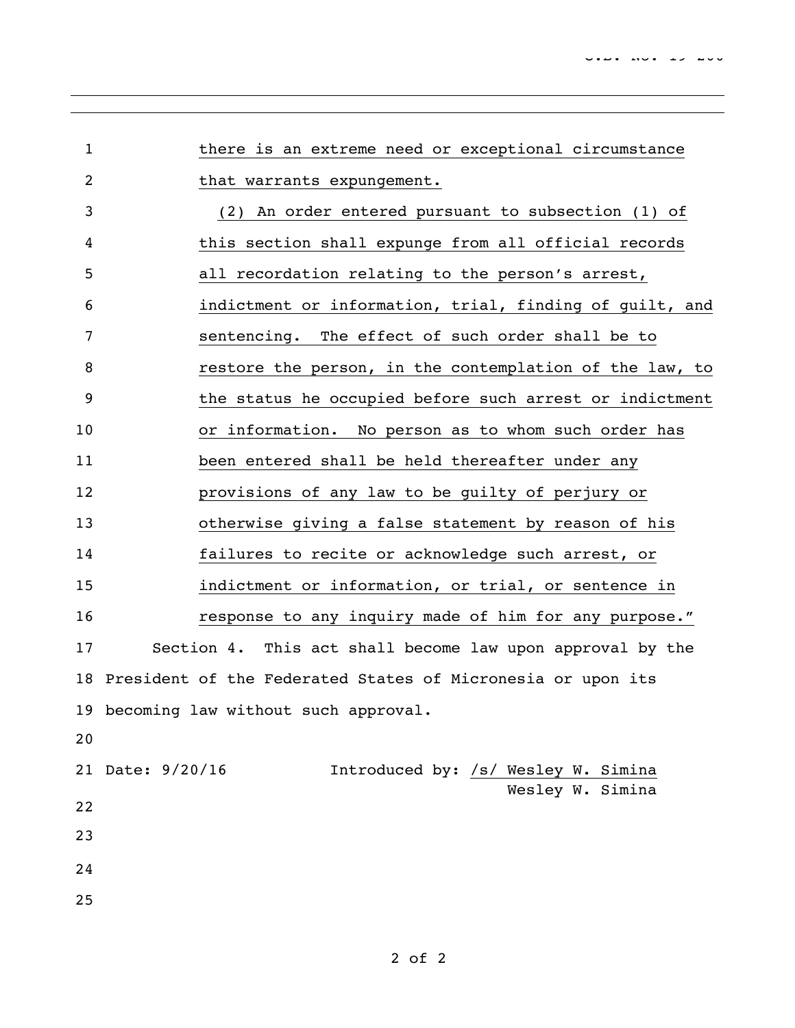there is an extreme need or exceptional circumstance that warrants expungement.

(2) An order entered pursuant to subsection (1) of this section shall expunge from all official records all recordation relating to the person's arrest, indictment or information, trial, finding of guilt, and sentencing. The effect of such order shall be to restore the person, in the contemplation of the law, to the status he occupied before such arrest or indictment or information. No person as to whom such order has been entered shall be held thereafter under any provisions of any law to be guilty of perjury or otherwise giving a false statement by reason of his failures to recite or acknowledge such arrest, or indictment or information, or trial, or sentence in response to any inquiry made of him for any purpose."

Section 4. This act shall become law upon approval by the President of the Federated States of Micronesia or upon its becoming law without such approval.

Date: 9/20/16 Introduced by: /s/ Wesley W. Simina
Wesley W. Simina